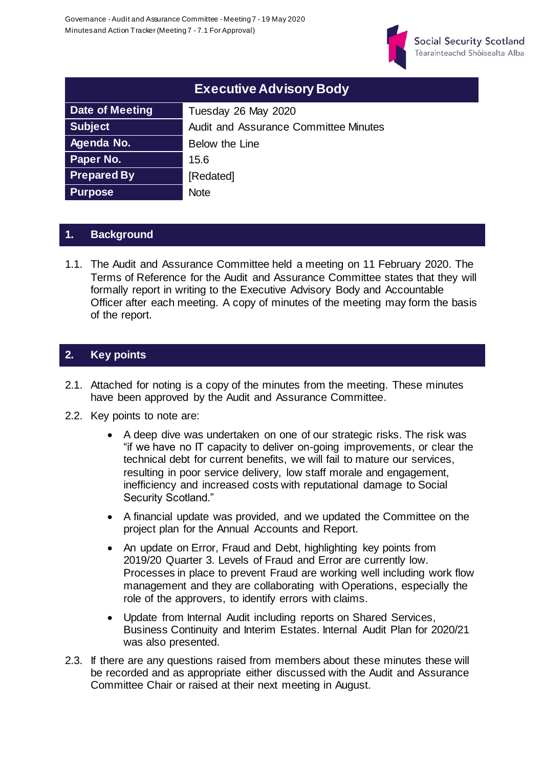# Executive Advisory Body

| | |
|---|---|
| **Date of Meeting** | Tuesday 26 May 2020 |
| **Subject** | Audit and Assurance Committee Minutes |
| **Agenda No.** | Below the Line |
| **Paper No.** | 15.6 |
| **Prepared By** | [Redated] |
| **Purpose** | Note |

## 1. Background

1.1. The Audit and Assurance Committee held a meeting on 11 February 2020. The Terms of Reference for the Audit and Assurance Committee states that they will formally report in writing to the Executive Advisory Body and Accountable Officer after each meeting. A copy of minutes of the meeting may form the basis of the report.

## 2. Key points

2.1. Attached for noting is a copy of the minutes from the meeting. These minutes have been approved by the Audit and Assurance Committee.

2.2. Key points to note are:

- A deep dive was undertaken on one of our strategic risks. The risk was "if we have no IT capacity to deliver on-going improvements, or clear the technical debt for current benefits, we will fail to mature our services, resulting in poor service delivery, low staff morale and engagement, inefficiency and increased costs with reputational damage to Social Security Scotland."
- A financial update was provided, and we updated the Committee on the project plan for the Annual Accounts and Report.
- An update on Error, Fraud and Debt, highlighting key points from 2019/20 Quarter 3. Levels of Fraud and Error are currently low. Processes in place to prevent Fraud are working well including work flow management and they are collaborating with Operations, especially the role of the approvers, to identify errors with claims.
- Update from Internal Audit including reports on Shared Services, Business Continuity and Interim Estates. Internal Audit Plan for 2020/21 was also presented.

2.3. If there are any questions raised from members about these minutes these will be recorded and as appropriate either discussed with the Audit and Assurance Committee Chair or raised at their next meeting in August.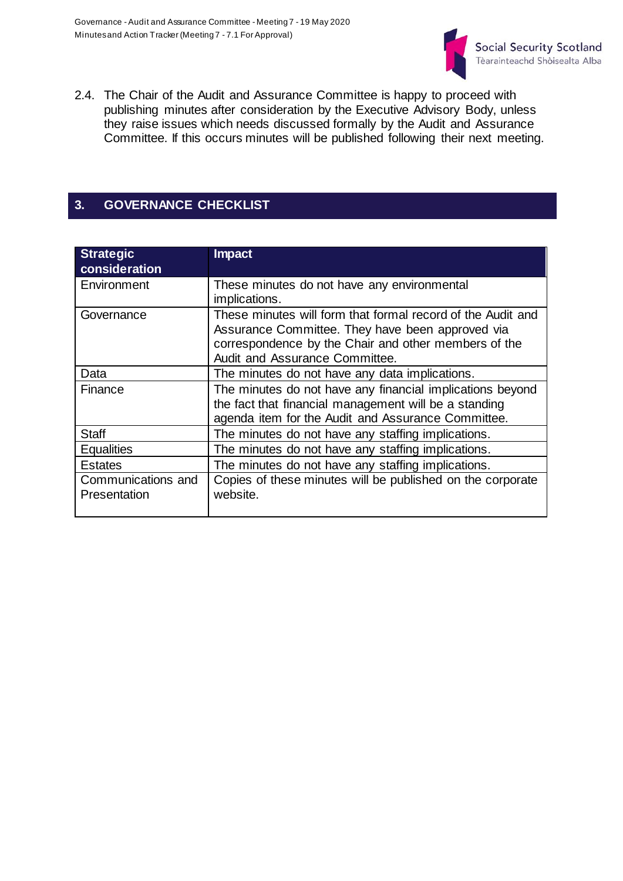2.4. The Chair of the Audit and Assurance Committee is happy to proceed with publishing minutes after consideration by the Executive Advisory Body, unless they raise issues which needs discussed formally by the Audit and Assurance Committee. If this occurs minutes will be published following their next meeting.

## 3. GOVERNANCE CHECKLIST

| Strategic consideration | Impact |
|---|---|
| Environment | These minutes do not have any environmental implications. |
| Governance | These minutes will form that formal record of the Audit and Assurance Committee. They have been approved via correspondence by the Chair and other members of the Audit and Assurance Committee. |
| Data | The minutes do not have any data implications. |
| Finance | The minutes do not have any financial implications beyond the fact that financial management will be a standing agenda item for the Audit and Assurance Committee. |
| Staff | The minutes do not have any staffing implications. |
| Equalities | The minutes do not have any staffing implications. |
| Estates | The minutes do not have any staffing implications. |
| Communications and Presentation | Copies of these minutes will be published on the corporate website. |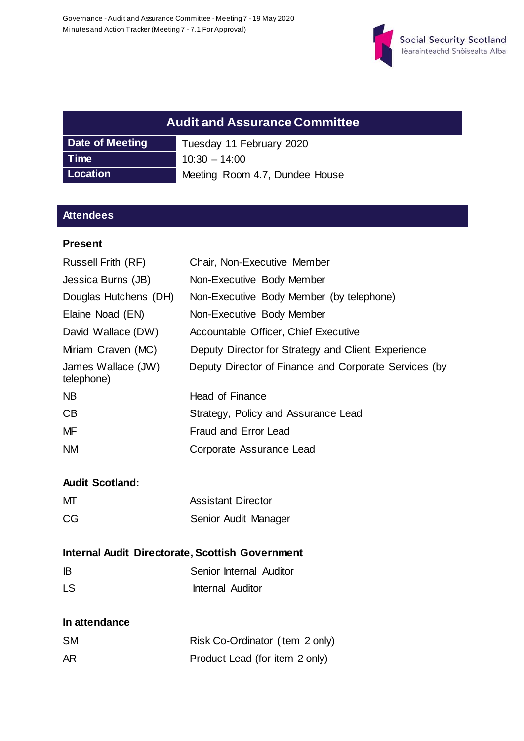## Audit and Assurance Committee

| Date of Meeting | Tuesday 11 February 2020 |
| --- | --- |
| Time | 10:30 – 14:00 |
| Location | Meeting Room 4.7, Dundee House |

## Attendees

### Present

| | |
| --- | --- |
| Russell Frith (RF) | Chair, Non-Executive Member |
| Jessica Burns (JB) | Non-Executive Body Member |
| Douglas Hutchens (DH) | Non-Executive Body Member (by telephone) |
| Elaine Noad (EN) | Non-Executive Body Member |
| David Wallace (DW) | Accountable Officer, Chief Executive |
| Miriam Craven (MC) | Deputy Director for Strategy and Client Experience |
| James Wallace (JW) | Deputy Director of Finance and Corporate Services (by telephone) |
| NB | Head of Finance |
| CB | Strategy, Policy and Assurance Lead |
| MF | Fraud and Error Lead |
| NM | Corporate Assurance Lead |

### Audit Scotland:

| | |
| --- | --- |
| MT | Assistant Director |
| CG | Senior Audit Manager |

### Internal Audit Directorate, Scottish Government

| | |
| --- | --- |
| IB | Senior Internal Auditor |
| LS | Internal Auditor |

### In attendance

| | |
| --- | --- |
| SM | Risk Co-Ordinator (Item 2 only) |
| AR | Product Lead (for item 2 only) |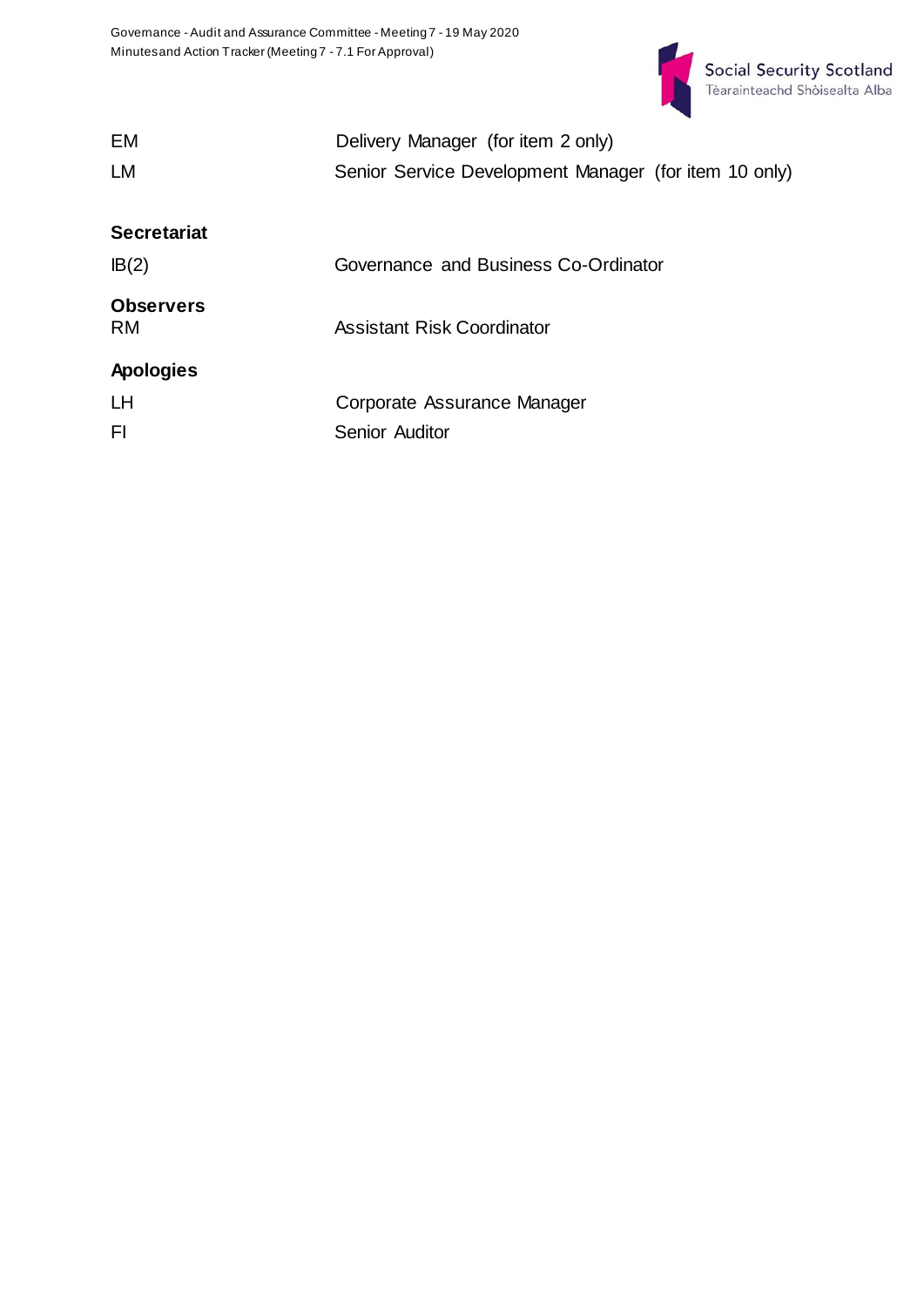| | |
|---|---|
| EM | Delivery Manager (for item 2 only) |
| LM | Senior Service Development Manager (for item 10 only) |

**Secretariat**

| | |
|---|---|
| IB(2) | Governance and Business Co-Ordinator |

**Observers**

| | |
|---|---|
| RM | Assistant Risk Coordinator |

**Apologies**

| | |
|---|---|
| LH | Corporate Assurance Manager |
| FI | Senior Auditor |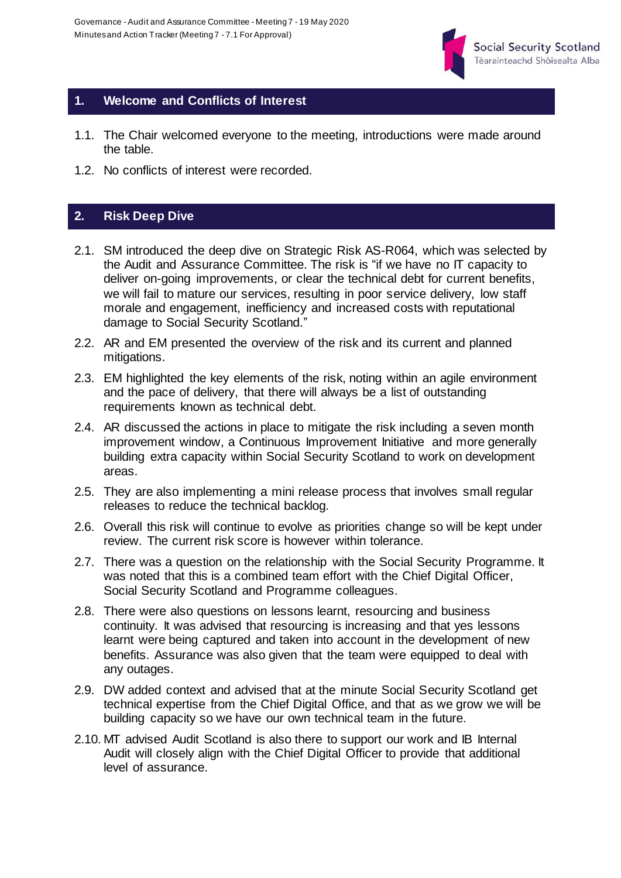## 1. Welcome and Conflicts of Interest

1.1. The Chair welcomed everyone to the meeting, introductions were made around the table.

1.2. No conflicts of interest were recorded.

## 2. Risk Deep Dive

2.1. SM introduced the deep dive on Strategic Risk AS-R064, which was selected by the Audit and Assurance Committee. The risk is "if we have no IT capacity to deliver on-going improvements, or clear the technical debt for current benefits, we will fail to mature our services, resulting in poor service delivery, low staff morale and engagement, inefficiency and increased costs with reputational damage to Social Security Scotland."

2.2. AR and EM presented the overview of the risk and its current and planned mitigations.

2.3. EM highlighted the key elements of the risk, noting within an agile environment and the pace of delivery, that there will always be a list of outstanding requirements known as technical debt.

2.4. AR discussed the actions in place to mitigate the risk including a seven month improvement window, a Continuous Improvement Initiative and more generally building extra capacity within Social Security Scotland to work on development areas.

2.5. They are also implementing a mini release process that involves small regular releases to reduce the technical backlog.

2.6. Overall this risk will continue to evolve as priorities change so will be kept under review. The current risk score is however within tolerance.

2.7. There was a question on the relationship with the Social Security Programme. It was noted that this is a combined team effort with the Chief Digital Officer, Social Security Scotland and Programme colleagues.

2.8. There were also questions on lessons learnt, resourcing and business continuity. It was advised that resourcing is increasing and that yes lessons learnt were being captured and taken into account in the development of new benefits. Assurance was also given that the team were equipped to deal with any outages.

2.9. DW added context and advised that at the minute Social Security Scotland get technical expertise from the Chief Digital Office, and that as we grow we will be building capacity so we have our own technical team in the future.

2.10. MT advised Audit Scotland is also there to support our work and IB Internal Audit will closely align with the Chief Digital Officer to provide that additional level of assurance.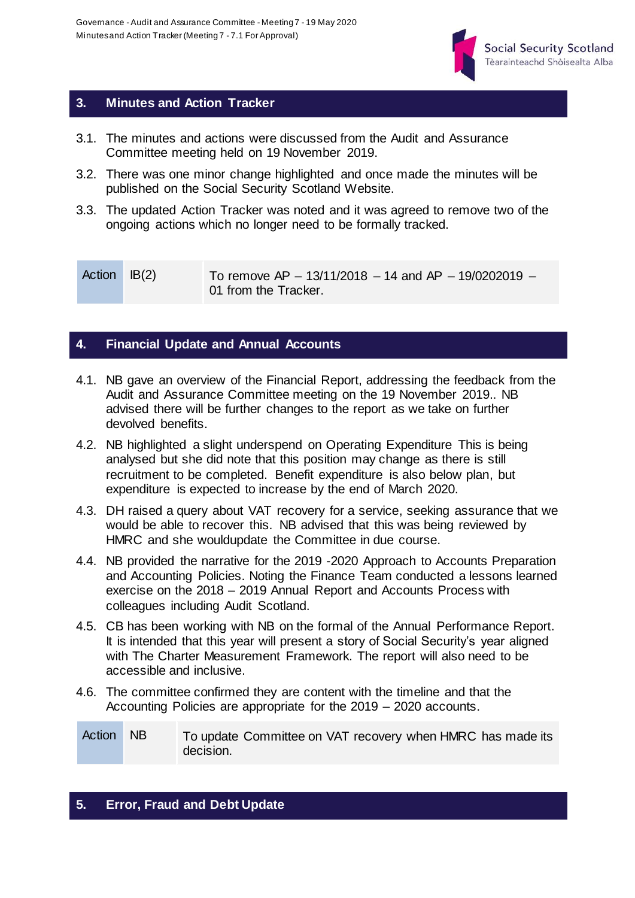## 3. Minutes and Action Tracker

3.1. The minutes and actions were discussed from the Audit and Assurance Committee meeting held on 19 November 2019.

3.2. There was one minor change highlighted and once made the minutes will be published on the Social Security Scotland Website.

3.3. The updated Action Tracker was noted and it was agreed to remove two of the ongoing actions which no longer need to be formally tracked.

| Action | IB(2) | To remove AP – 13/11/2018 – 14 and AP – 19/0202019 – 01 from the Tracker. |
|---|---|---|

## 4. Financial Update and Annual Accounts

4.1. NB gave an overview of the Financial Report, addressing the feedback from the Audit and Assurance Committee meeting on the 19 November 2019.. NB advised there will be further changes to the report as we take on further devolved benefits.

4.2. NB highlighted a slight underspend on Operating Expenditure This is being analysed but she did note that this position may change as there is still recruitment to be completed. Benefit expenditure is also below plan, but expenditure is expected to increase by the end of March 2020.

4.3. DH raised a query about VAT recovery for a service, seeking assurance that we would be able to recover this. NB advised that this was being reviewed by HMRC and she wouldupdate the Committee in due course.

4.4. NB provided the narrative for the 2019 -2020 Approach to Accounts Preparation and Accounting Policies. Noting the Finance Team conducted a lessons learned exercise on the 2018 – 2019 Annual Report and Accounts Process with colleagues including Audit Scotland.

4.5. CB has been working with NB on the formal of the Annual Performance Report. It is intended that this year will present a story of Social Security's year aligned with The Charter Measurement Framework. The report will also need to be accessible and inclusive.

4.6. The committee confirmed they are content with the timeline and that the Accounting Policies are appropriate for the 2019 – 2020 accounts.

| Action | NB | To update Committee on VAT recovery when HMRC has made its decision. |
|---|---|---|

## 5. Error, Fraud and Debt Update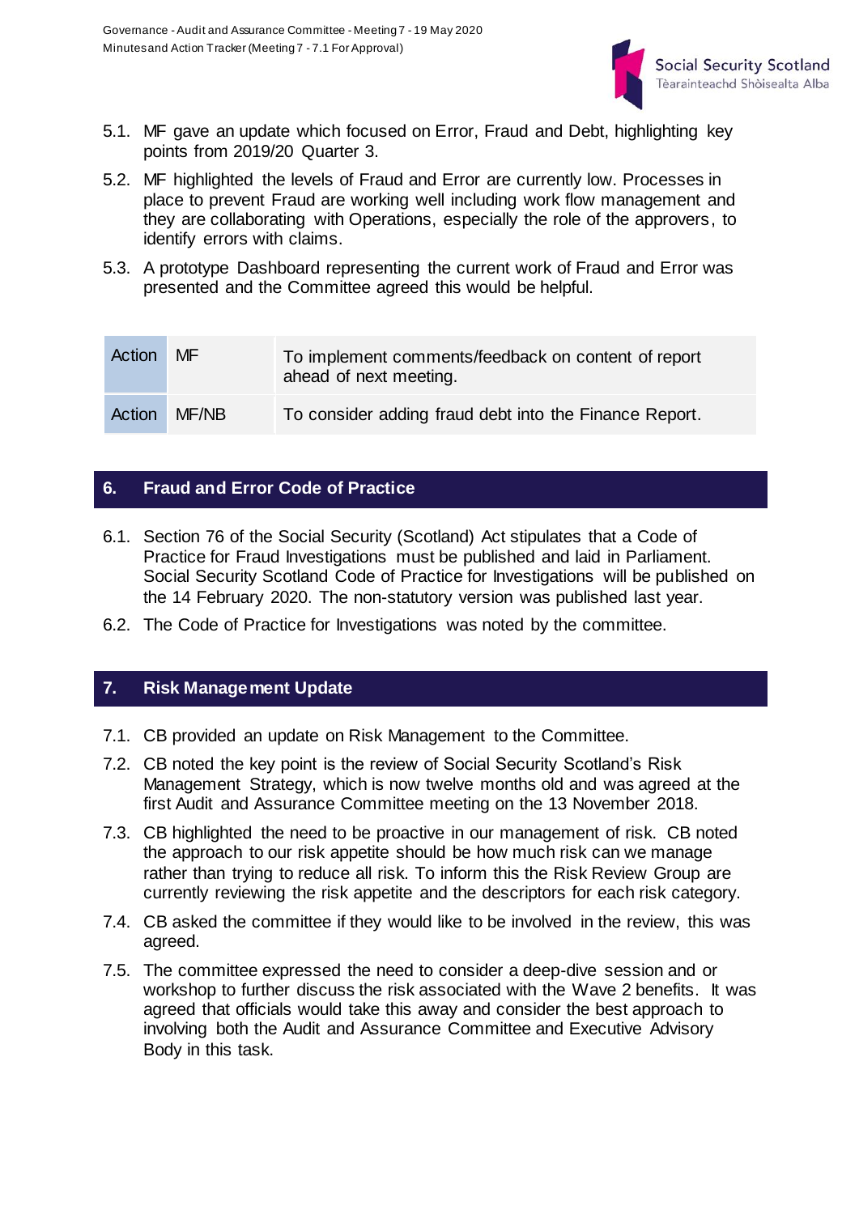5.1. MF gave an update which focused on Error, Fraud and Debt, highlighting key points from 2019/20 Quarter 3.

5.2. MF highlighted the levels of Fraud and Error are currently low. Processes in place to prevent Fraud are working well including work flow management and they are collaborating with Operations, especially the role of the approvers, to identify errors with claims.

5.3. A prototype Dashboard representing the current work of Fraud and Error was presented and the Committee agreed this would be helpful.

| | | |
|---|---|---|
| Action | MF | To implement comments/feedback on content of report ahead of next meeting. |
| Action | MF/NB | To consider adding fraud debt into the Finance Report. |

## 6. Fraud and Error Code of Practice

6.1. Section 76 of the Social Security (Scotland) Act stipulates that a Code of Practice for Fraud Investigations must be published and laid in Parliament. Social Security Scotland Code of Practice for Investigations will be published on the 14 February 2020. The non-statutory version was published last year.

6.2. The Code of Practice for Investigations was noted by the committee.

## 7. Risk Management Update

7.1. CB provided an update on Risk Management to the Committee.

7.2. CB noted the key point is the review of Social Security Scotland's Risk Management Strategy, which is now twelve months old and was agreed at the first Audit and Assurance Committee meeting on the 13 November 2018.

7.3. CB highlighted the need to be proactive in our management of risk. CB noted the approach to our risk appetite should be how much risk can we manage rather than trying to reduce all risk. To inform this the Risk Review Group are currently reviewing the risk appetite and the descriptors for each risk category.

7.4. CB asked the committee if they would like to be involved in the review, this was agreed.

7.5. The committee expressed the need to consider a deep-dive session and or workshop to further discuss the risk associated with the Wave 2 benefits. It was agreed that officials would take this away and consider the best approach to involving both the Audit and Assurance Committee and Executive Advisory Body in this task.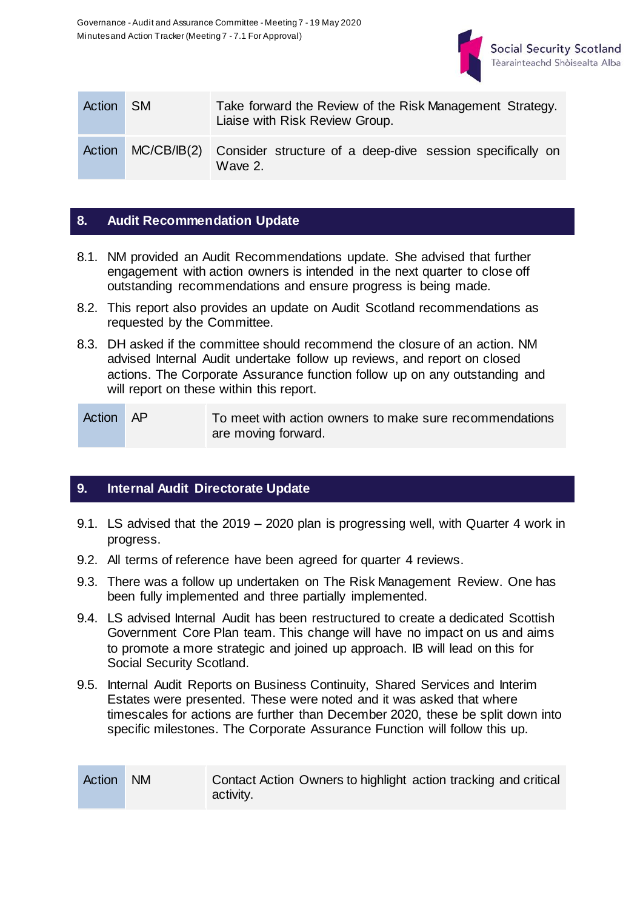| Action | SM | Take forward the Review of the Risk Management Strategy. Liaise with Risk Review Group. |
| --- | --- | --- |
| Action | MC/CB/IB(2) | Consider structure of a deep-dive session specifically on Wave 2. |

## 8. Audit Recommendation Update

8.1. NM provided an Audit Recommendations update. She advised that further engagement with action owners is intended in the next quarter to close off outstanding recommendations and ensure progress is being made.

8.2. This report also provides an update on Audit Scotland recommendations as requested by the Committee.

8.3. DH asked if the committee should recommend the closure of an action. NM advised Internal Audit undertake follow up reviews, and report on closed actions. The Corporate Assurance function follow up on any outstanding and will report on these within this report.

| Action | AP | To meet with action owners to make sure recommendations are moving forward. |
| --- | --- | --- |

## 9. Internal Audit Directorate Update

9.1. LS advised that the 2019 – 2020 plan is progressing well, with Quarter 4 work in progress.

9.2. All terms of reference have been agreed for quarter 4 reviews.

9.3. There was a follow up undertaken on The Risk Management Review. One has been fully implemented and three partially implemented.

9.4. LS advised Internal Audit has been restructured to create a dedicated Scottish Government Core Plan team. This change will have no impact on us and aims to promote a more strategic and joined up approach. IB will lead on this for Social Security Scotland.

9.5. Internal Audit Reports on Business Continuity, Shared Services and Interim Estates were presented. These were noted and it was asked that where timescales for actions are further than December 2020, these be split down into specific milestones. The Corporate Assurance Function will follow this up.

| Action | NM | Contact Action Owners to highlight action tracking and critical activity. |
| --- | --- | --- |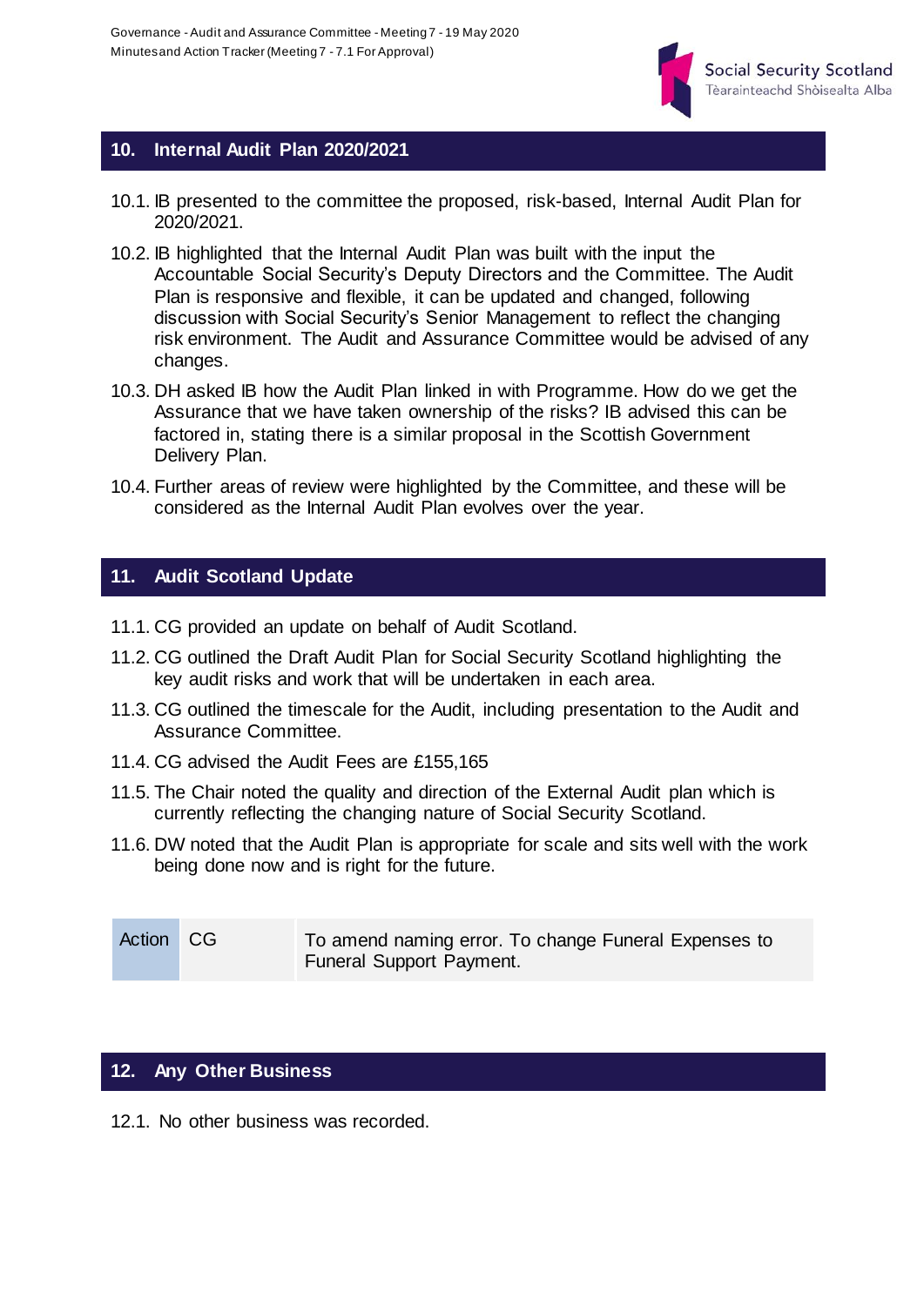## 10. Internal Audit Plan 2020/2021

10.1. IB presented to the committee the proposed, risk-based, Internal Audit Plan for 2020/2021.

10.2. IB highlighted that the Internal Audit Plan was built with the input the Accountable Social Security's Deputy Directors and the Committee. The Audit Plan is responsive and flexible, it can be updated and changed, following discussion with Social Security's Senior Management to reflect the changing risk environment. The Audit and Assurance Committee would be advised of any changes.

10.3. DH asked IB how the Audit Plan linked in with Programme. How do we get the Assurance that we have taken ownership of the risks? IB advised this can be factored in, stating there is a similar proposal in the Scottish Government Delivery Plan.

10.4. Further areas of review were highlighted by the Committee, and these will be considered as the Internal Audit Plan evolves over the year.

## 11. Audit Scotland Update

11.1. CG provided an update on behalf of Audit Scotland.

11.2. CG outlined the Draft Audit Plan for Social Security Scotland highlighting the key audit risks and work that will be undertaken in each area.

11.3. CG outlined the timescale for the Audit, including presentation to the Audit and Assurance Committee.

11.4. CG advised the Audit Fees are £155,165

11.5. The Chair noted the quality and direction of the External Audit plan which is currently reflecting the changing nature of Social Security Scotland.

11.6. DW noted that the Audit Plan is appropriate for scale and sits well with the work being done now and is right for the future.

| Action | CG | To amend naming error. To change Funeral Expenses to Funeral Support Payment. |
|---|---|---|

## 12. Any Other Business

12.1. No other business was recorded.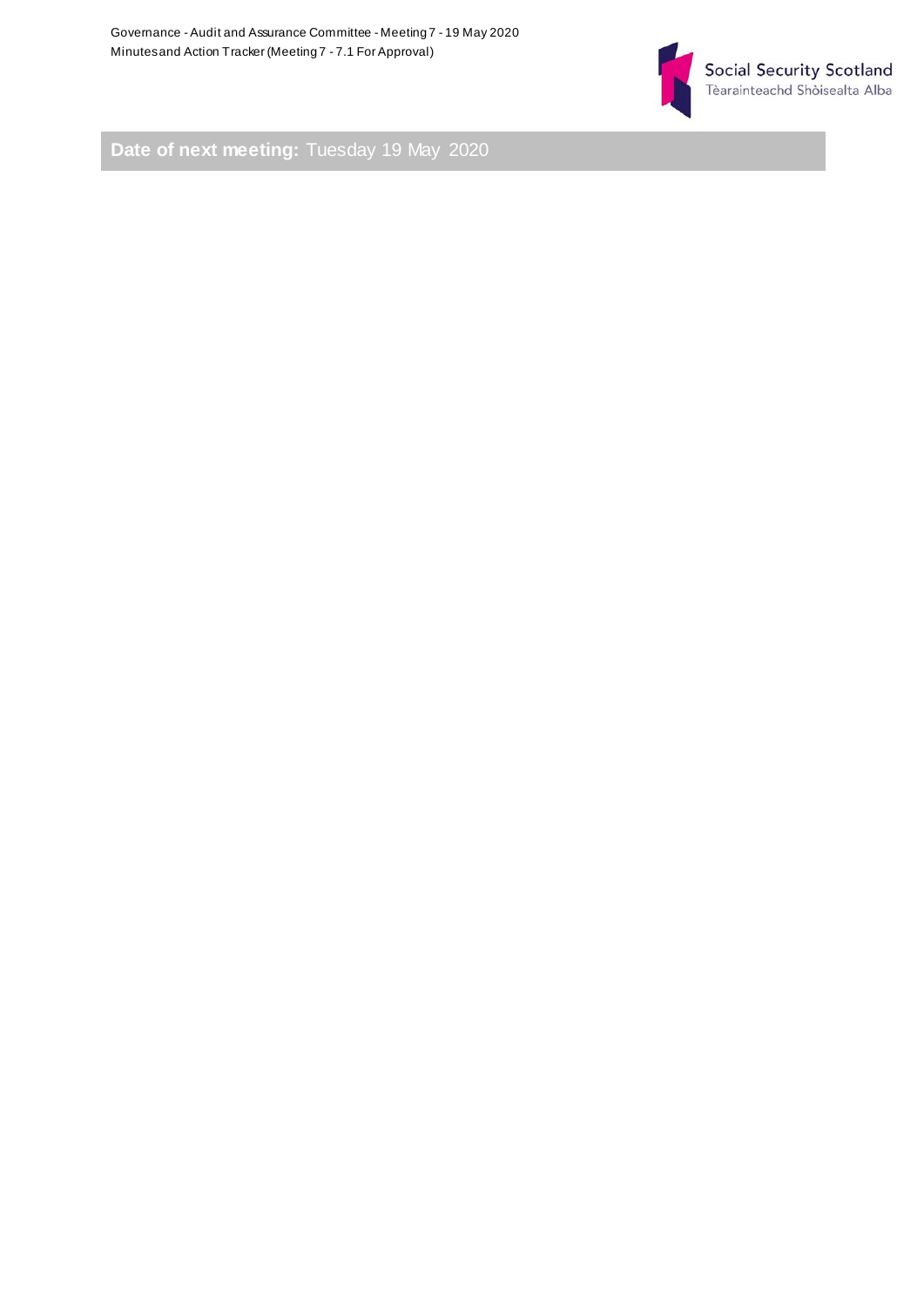**Date of next meeting:** Tuesday 19 May 2020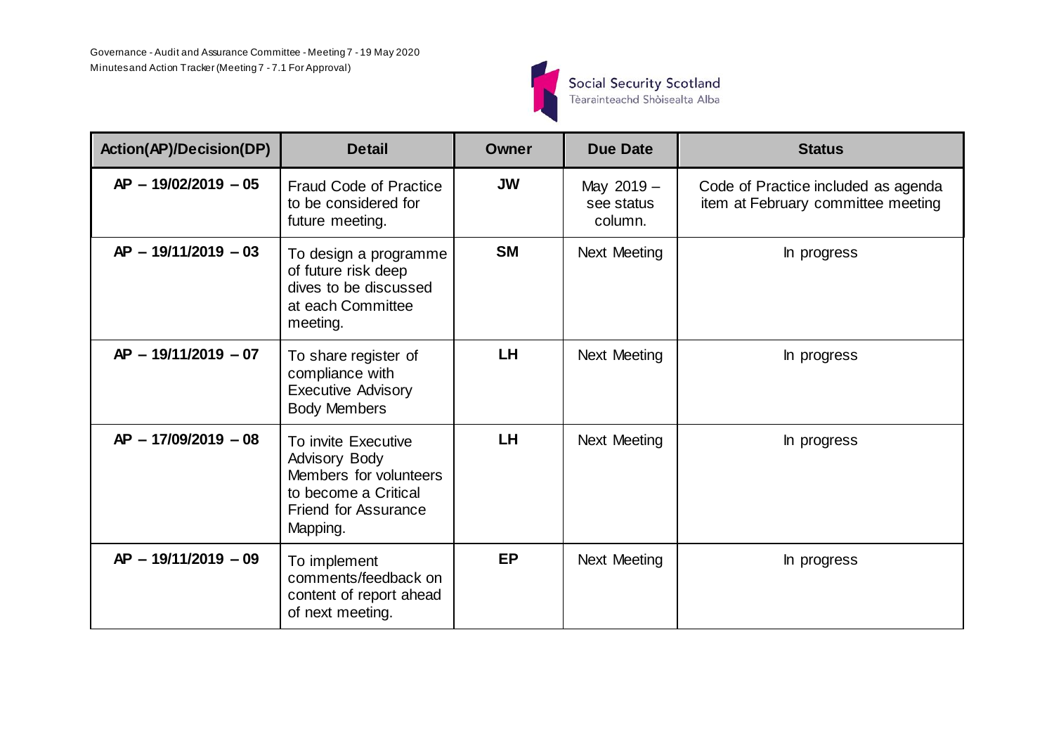| Action(AP)/Decision(DP) | Detail | Owner | Due Date | Status |
|---|---|---|---|---|
| AP – 19/02/2019 – 05 | Fraud Code of Practice to be considered for future meeting. | JW | May 2019 – see status column. | Code of Practice included as agenda item at February committee meeting |
| AP – 19/11/2019 – 03 | To design a programme of future risk deep dives to be discussed at each Committee meeting. | SM | Next Meeting | In progress |
| AP – 19/11/2019 – 07 | To share register of compliance with Executive Advisory Body Members | LH | Next Meeting | In progress |
| AP – 17/09/2019 – 08 | To invite Executive Advisory Body Members for volunteers to become a Critical Friend for Assurance Mapping. | LH | Next Meeting | In progress |
| AP – 19/11/2019 – 09 | To implement comments/feedback on content of report ahead of next meeting. | EP | Next Meeting | In progress |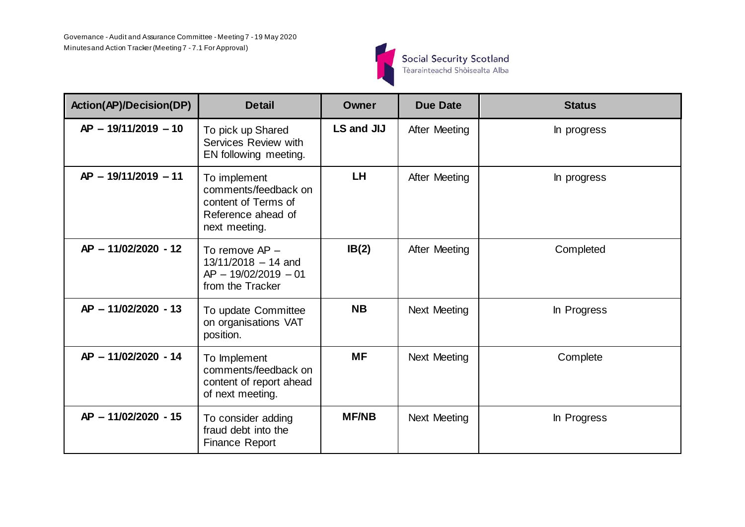| Action(AP)/Decision(DP) | Detail | Owner | Due Date | Status |
|---|---|---|---|---|
| **AP – 19/11/2019 – 10** | To pick up Shared Services Review with EN following meeting. | **LS and JIJ** | After Meeting | In progress |
| **AP – 19/11/2019 – 11** | To implement comments/feedback on content of Terms of Reference ahead of next meeting. | **LH** | After Meeting | In progress |
| **AP – 11/02/2020 - 12** | To remove AP – 13/11/2018 – 14 and AP – 19/02/2019 – 01 from the Tracker | **IB(2)** | After Meeting | Completed |
| **AP – 11/02/2020 - 13** | To update Committee on organisations VAT position. | **NB** | Next Meeting | In Progress |
| **AP – 11/02/2020 - 14** | To Implement comments/feedback on content of report ahead of next meeting. | **MF** | Next Meeting | Complete |
| **AP – 11/02/2020 - 15** | To consider adding fraud debt into the Finance Report | **MF/NB** | Next Meeting | In Progress |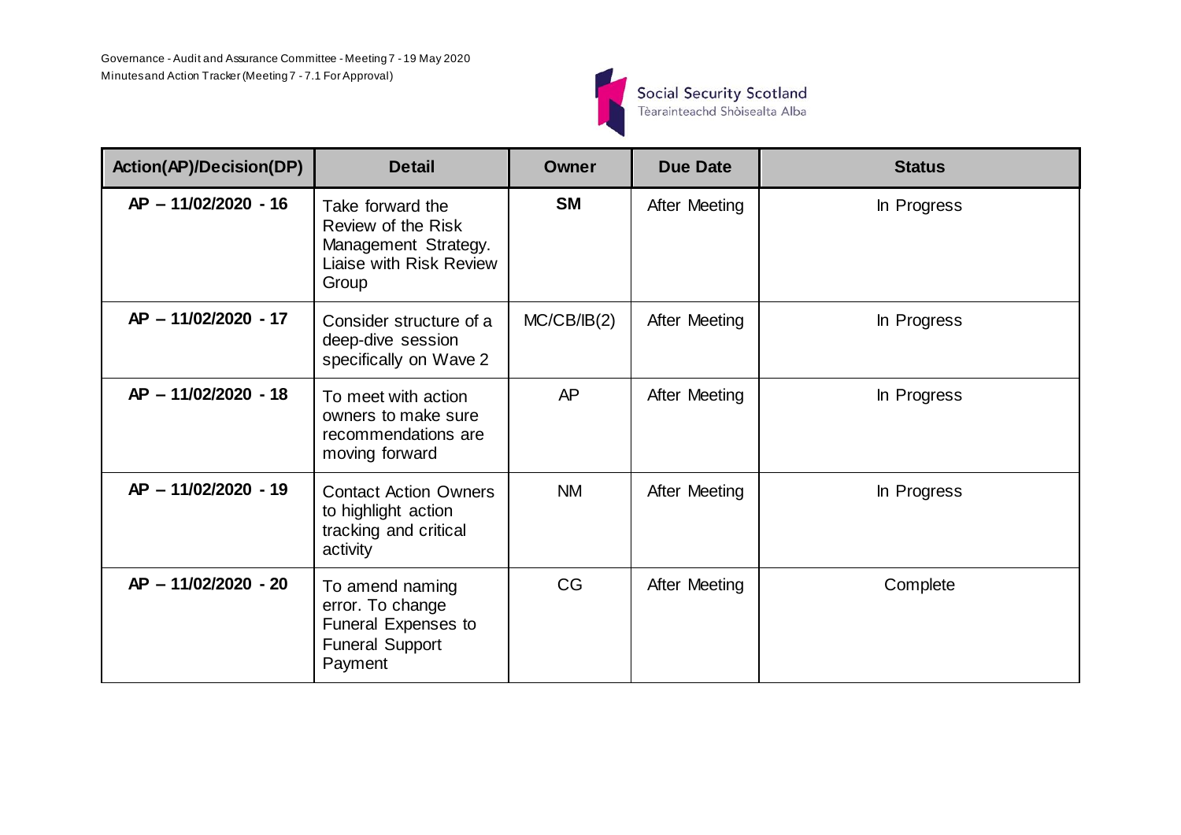| Action(AP)/Decision(DP) | Detail | Owner | Due Date | Status |
|---|---|---|---|---|
| **AP – 11/02/2020 - 16** | Take forward the Review of the Risk Management Strategy. Liaise with Risk Review Group | **SM** | After Meeting | In Progress |
| **AP – 11/02/2020 - 17** | Consider structure of a deep-dive session specifically on Wave 2 | MC/CB/IB(2) | After Meeting | In Progress |
| **AP – 11/02/2020 - 18** | To meet with action owners to make sure recommendations are moving forward | AP | After Meeting | In Progress |
| **AP – 11/02/2020 - 19** | Contact Action Owners to highlight action tracking and critical activity | NM | After Meeting | In Progress |
| **AP – 11/02/2020 - 20** | To amend naming error. To change Funeral Expenses to Funeral Support Payment | CG | After Meeting | Complete |